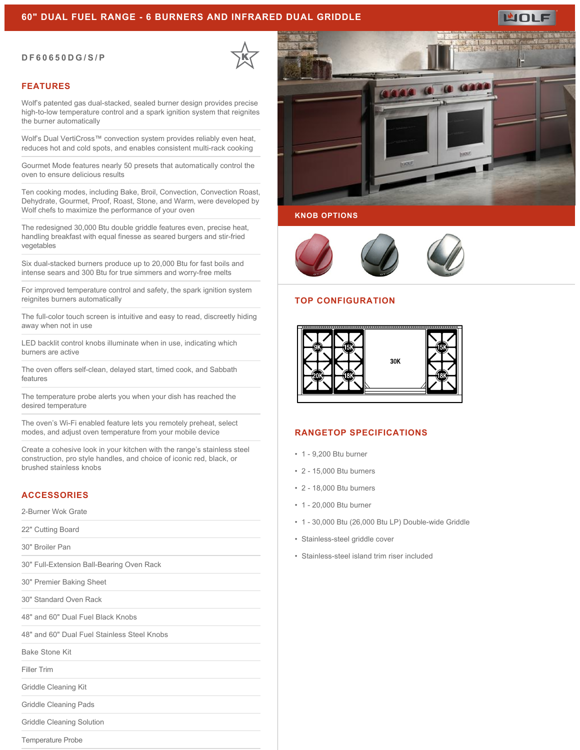# 60" DUAL FUEL RANGE - 6 BURNERS AND INFRARED DUAL GRIDDLE

DF60650DG/S/P

## FEATURES

Wolf's patented gas dual-stacked, sealed burner design provides precise high-to-low temperature control and a spark ignition system that reignites the burner automatically

Wolf's Dual VertiCross™ convection system provides reliably even heat, reduces hot and cold spots, and enables consistent multi-rack cooking

Gourmet Mode features nearly 50 presets that automatically control the oven to ensure delicious results

Ten cooking modes, including Bake, Broil, Convection, Convection Roast, Dehydrate, Gourmet, Proof, Roast, Stone, and Warm, were developed by Wolf chefs to maximize the performance of your oven

The redesigned 30,000 Btu double griddle features even, precise heat, handling breakfast with equal finesse as seared burgers and stir-fried vegetables

Six dual-stacked burners produce up to 20,000 Btu for fast boils and intense sears and 300 Btu for true simmers and worry-free melts

For improved temperature control and safety, the spark ignition system reignites burners automatically

The full-color touch screen is intuitive and easy to read, discreetly hiding away when not in use

LED backlit control knobs illuminate when in use, indicating which burners are active

The oven offers self-clean, delayed start, timed cook, and Sabbath features

The temperature probe alerts you when your dish has reached the desired temperature

The oven's Wi-Fi enabled feature lets you remotely preheat, select modes, and adjust oven temperature from your mobile device

Create a cohesive look in your kitchen with the range's stainless steel construction, pro style handles, and choice of iconic red, black, or brushed stainless knobs

## ACCESSORIES

- 2-Burner Wok Grate
- 22" Cutting Board
- 30" Broiler Pan
- 30" Full-Extension Ball-Bearing Oven Rack
- 30" Premier Baking Sheet
- 30" Standard Oven Rack
- 48" and 60" Dual Fuel Black Knobs
- 48" and 60" Dual Fuel Stainless Steel Knobs
- Bake Stone Kit
- Filler Trim
- Griddle Cleaning Kit
- Griddle Cleaning Pads
- Griddle Cleaning Solution
- Temperature Probe

## KNOB OPTIONS

## TOP CONFIGURATION

9K, 15K, 20K, 18K, 30K, 15K, 18K

## RANGETOP SPECIFICATIONS

- 1 - 9,200 Btu burner
- 2 - 15,000 Btu burners
- 2 - 18,000 Btu burners
- 1 - 20,000 Btu burner
- 1 - 30,000 Btu (26,000 Btu LP) Double-wide Griddle
- Stainless-steel griddle cover
- Stainless-steel island trim riser included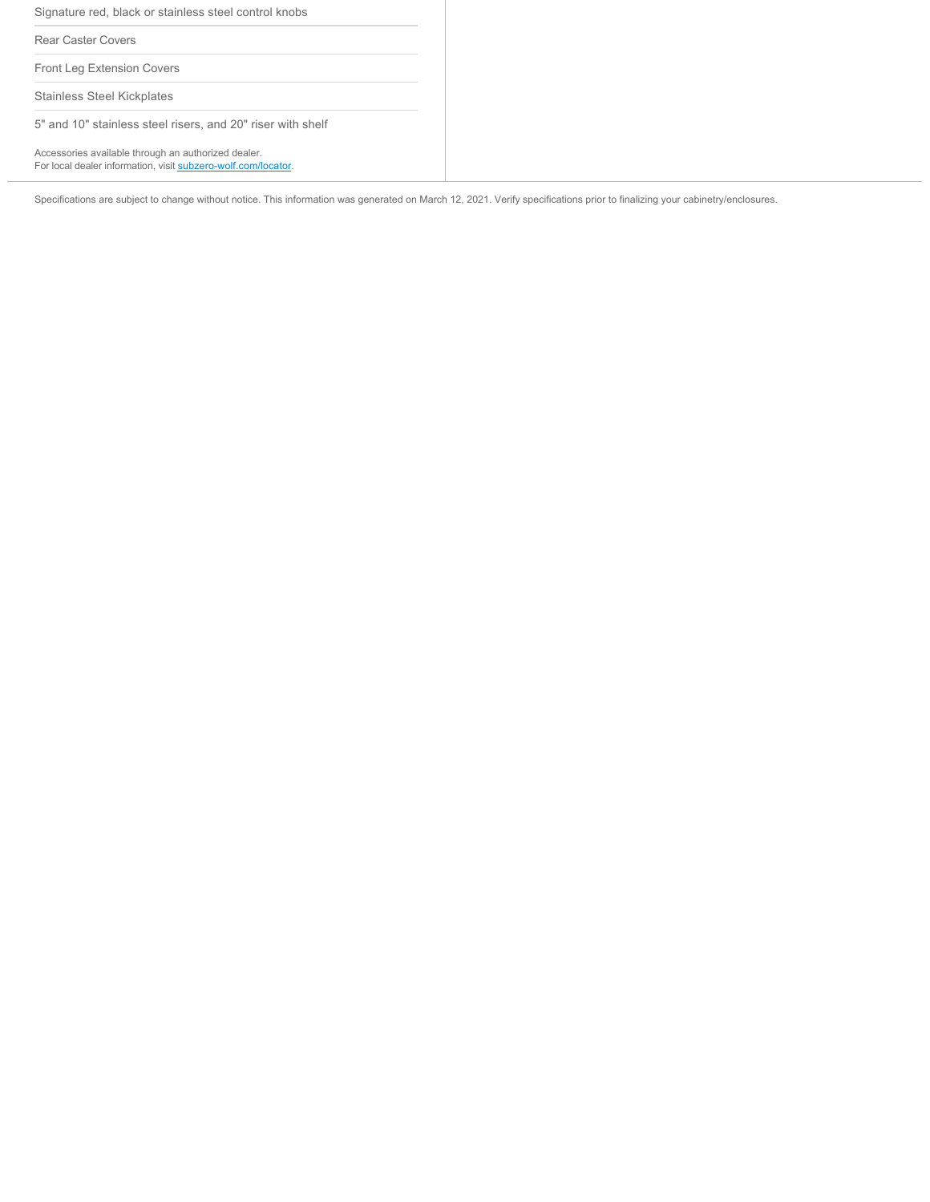Signature red, black or stainless steel control knobs

Rear Caster Covers

Front Leg Extension Covers

Stainless Steel Kickplates

5" and 10" stainless steel risers, and 20" riser with shelf

Accessories available through an authorized dealer.
For local dealer information, visit [subzero-wolf.com/locator](subzero-wolf.com/locator).

Specifications are subject to change without notice. This information was generated on March 12, 2021. Verify specifications prior to finalizing your cabinetry/enclosures.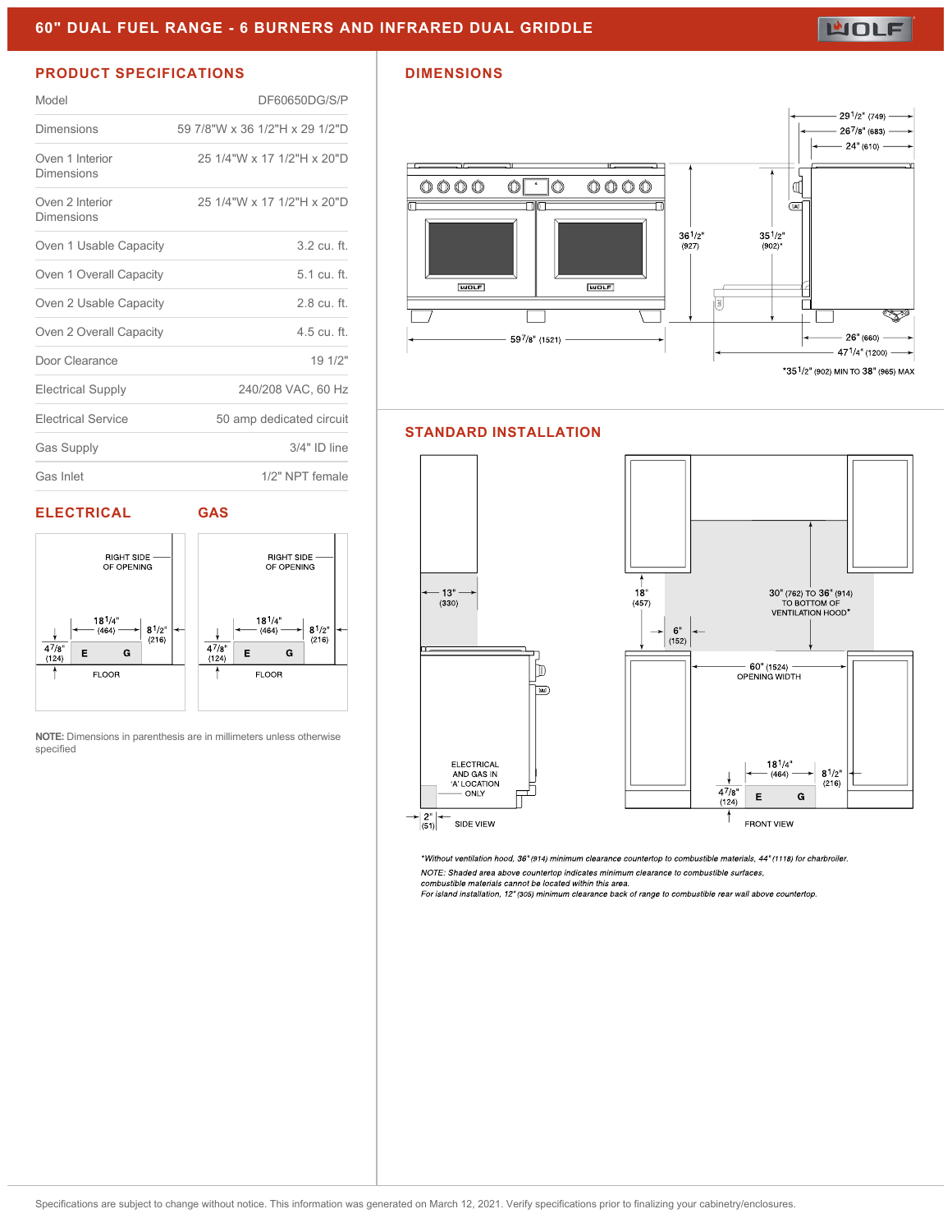# 60" DUAL FUEL RANGE - 6 BURNERS AND INFRARED DUAL GRIDDLE

## PRODUCT SPECIFICATIONS

| | |
|---|---|
| Model | DF60650DG/S/P |
| Dimensions | 59 7/8"W x 36 1/2"H x 29 1/2"D |
| Oven 1 Interior Dimensions | 25 1/4"W x 17 1/2"H x 20"D |
| Oven 2 Interior Dimensions | 25 1/4"W x 17 1/2"H x 20"D |
| Oven 1 Usable Capacity | 3.2 cu. ft. |
| Oven 1 Overall Capacity | 5.1 cu. ft. |
| Oven 2 Usable Capacity | 2.8 cu. ft. |
| Oven 2 Overall Capacity | 4.5 cu. ft. |
| Door Clearance | 19 1/2" |
| Electrical Supply | 240/208 VAC, 60 Hz |
| Electrical Service | 50 amp dedicated circuit |
| Gas Supply | 3/4" ID line |
| Gas Inlet | 1/2" NPT female |

## ELECTRICAL

RIGHT SIDE OF OPENING
18 1/4" (464)
8 1/2" (216)
4 7/8" (124)
E G
FLOOR

## GAS

RIGHT SIDE OF OPENING
18 1/4" (464)
8 1/2" (216)
4 7/8" (124)
E G
FLOOR

**NOTE:** Dimensions in parenthesis are in millimeters unless otherwise specified

## DIMENSIONS

29 1/2" (749)
26 7/8" (683)
24" (610)
36 1/2" (927)
35 1/2" (902)*
59 7/8" (1521)
26" (660)
47 1/4" (1200)
*35 1/2" (902) MIN TO 38" (965) MAX

## STANDARD INSTALLATION

13" (330)
18" (457)
6" (152)
30" (762) TO 36" (914) TO BOTTOM OF VENTILATION HOOD*
60" (1524) OPENING WIDTH
ELECTRICAL AND GAS IN 'A' LOCATION ONLY
2" (51)
SIDE VIEW
18 1/4" (464)
8 1/2" (216)
4 7/8" (124)
E G
FRONT VIEW

*\*Without ventilation hood, 36" (914) minimum clearance countertop to combustible materials, 44" (1118) for charbroiler.*

*NOTE: Shaded area above countertop indicates minimum clearance to combustible surfaces, combustible materials cannot be located within this area.*

*For island installation, 12" (305) minimum clearance back of range to combustible rear wall above countertop.*

Specifications are subject to change without notice. This information was generated on March 12, 2021. Verify specifications prior to finalizing your cabinetry/enclosures.